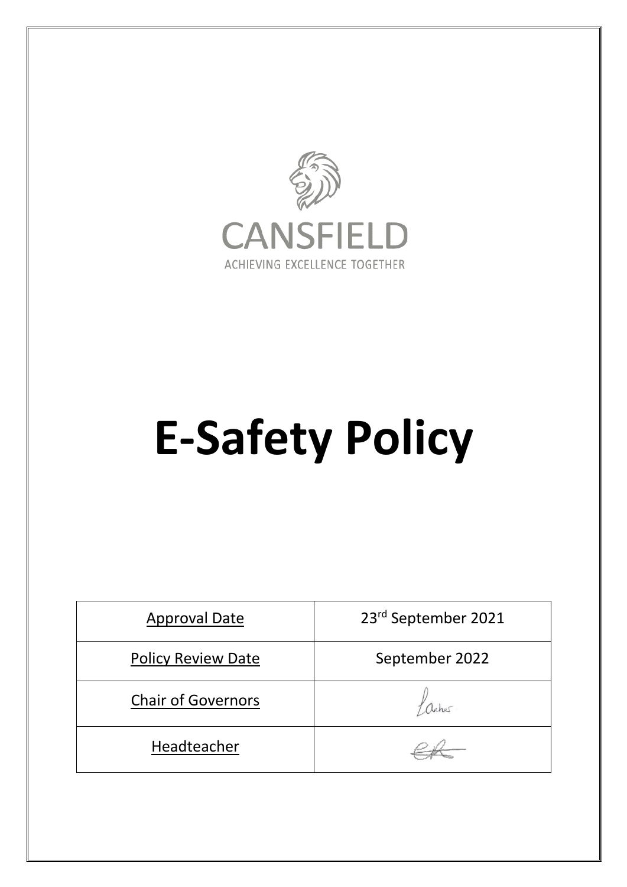CANSFIELD

ACHIEVING EXCELLENCE TOGETHER

# E-Safety Policy

| Approval Date | 23rd September 2021 |
|---|---|
| Policy Review Date | September 2022 |
| Chair of Governors | |
| Headteacher | |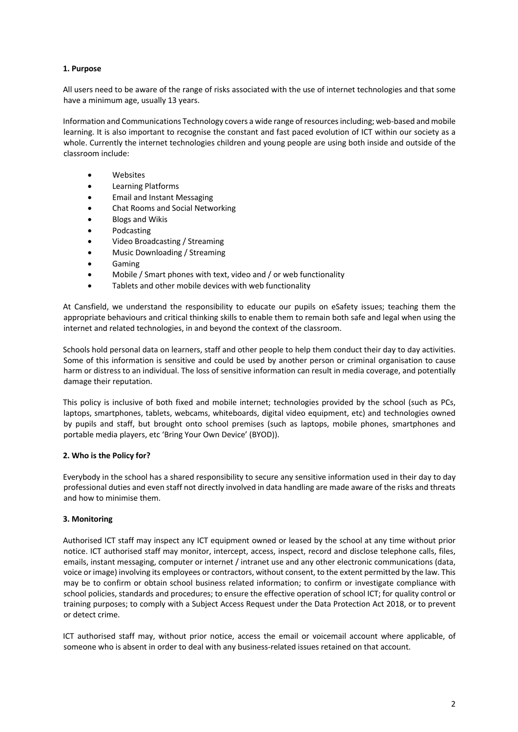## 1. Purpose

All users need to be aware of the range of risks associated with the use of internet technologies and that some have a minimum age, usually 13 years.

Information and Communications Technology covers a wide range of resources including; web-based and mobile learning. It is also important to recognise the constant and fast paced evolution of ICT within our society as a whole. Currently the internet technologies children and young people are using both inside and outside of the classroom include:

- Websites
- Learning Platforms
- Email and Instant Messaging
- Chat Rooms and Social Networking
- Blogs and Wikis
- Podcasting
- Video Broadcasting / Streaming
- Music Downloading / Streaming
- Gaming
- Mobile / Smart phones with text, video and / or web functionality
- Tablets and other mobile devices with web functionality

At Cansfield, we understand the responsibility to educate our pupils on eSafety issues; teaching them the appropriate behaviours and critical thinking skills to enable them to remain both safe and legal when using the internet and related technologies, in and beyond the context of the classroom.

Schools hold personal data on learners, staff and other people to help them conduct their day to day activities. Some of this information is sensitive and could be used by another person or criminal organisation to cause harm or distress to an individual. The loss of sensitive information can result in media coverage, and potentially damage their reputation.

This policy is inclusive of both fixed and mobile internet; technologies provided by the school (such as PCs, laptops, smartphones, tablets, webcams, whiteboards, digital video equipment, etc) and technologies owned by pupils and staff, but brought onto school premises (such as laptops, mobile phones, smartphones and portable media players, etc 'Bring Your Own Device' (BYOD)).

## 2. Who is the Policy for?

Everybody in the school has a shared responsibility to secure any sensitive information used in their day to day professional duties and even staff not directly involved in data handling are made aware of the risks and threats and how to minimise them.

## 3. Monitoring

Authorised ICT staff may inspect any ICT equipment owned or leased by the school at any time without prior notice. ICT authorised staff may monitor, intercept, access, inspect, record and disclose telephone calls, files, emails, instant messaging, computer or internet / intranet use and any other electronic communications (data, voice or image) involving its employees or contractors, without consent, to the extent permitted by the law. This may be to confirm or obtain school business related information; to confirm or investigate compliance with school policies, standards and procedures; to ensure the effective operation of school ICT; for quality control or training purposes; to comply with a Subject Access Request under the Data Protection Act 2018, or to prevent or detect crime.

ICT authorised staff may, without prior notice, access the email or voicemail account where applicable, of someone who is absent in order to deal with any business-related issues retained on that account.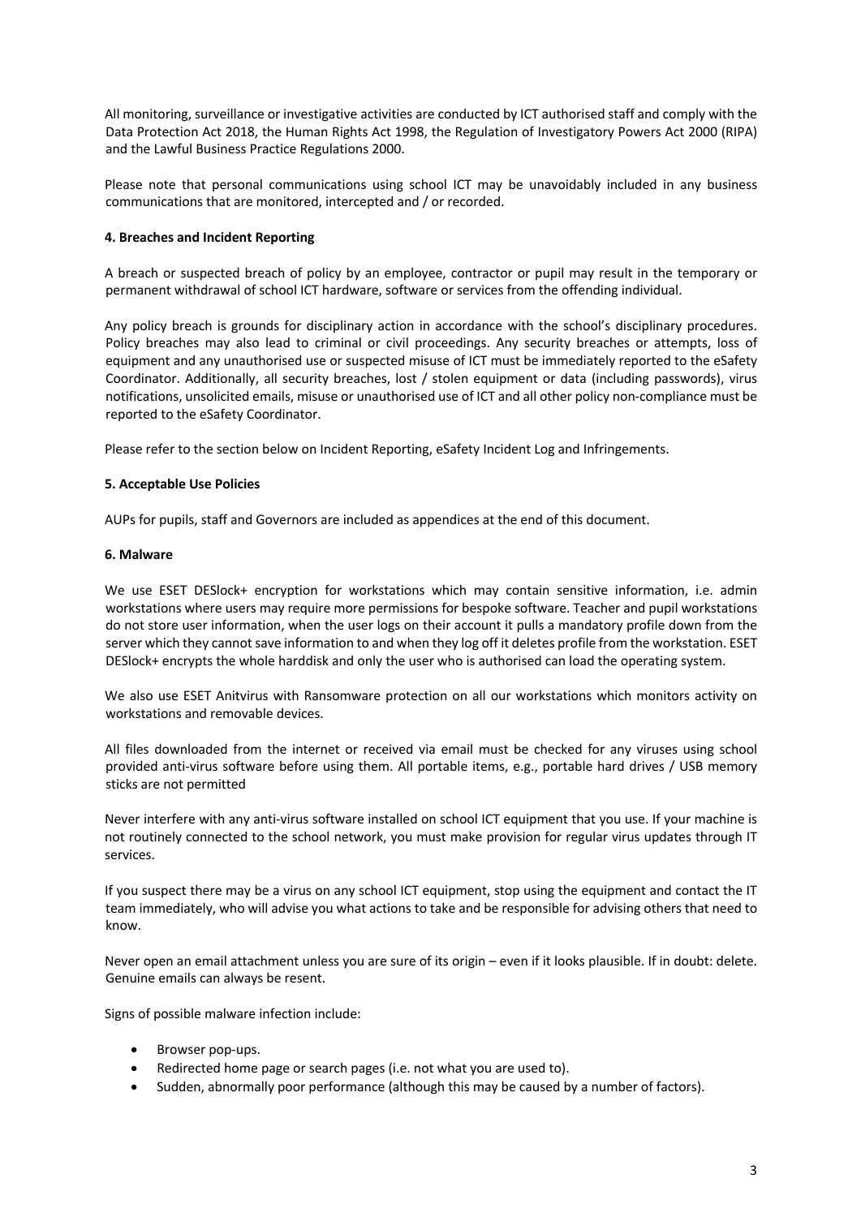All monitoring, surveillance or investigative activities are conducted by ICT authorised staff and comply with the Data Protection Act 2018, the Human Rights Act 1998, the Regulation of Investigatory Powers Act 2000 (RIPA) and the Lawful Business Practice Regulations 2000.

Please note that personal communications using school ICT may be unavoidably included in any business communications that are monitored, intercepted and / or recorded.

#### 4. Breaches and Incident Reporting

A breach or suspected breach of policy by an employee, contractor or pupil may result in the temporary or permanent withdrawal of school ICT hardware, software or services from the offending individual.

Any policy breach is grounds for disciplinary action in accordance with the school's disciplinary procedures. Policy breaches may also lead to criminal or civil proceedings. Any security breaches or attempts, loss of equipment and any unauthorised use or suspected misuse of ICT must be immediately reported to the eSafety Coordinator. Additionally, all security breaches, lost / stolen equipment or data (including passwords), virus notifications, unsolicited emails, misuse or unauthorised use of ICT and all other policy non-compliance must be reported to the eSafety Coordinator.

Please refer to the section below on Incident Reporting, eSafety Incident Log and Infringements.

#### 5. Acceptable Use Policies

AUPs for pupils, staff and Governors are included as appendices at the end of this document.

#### 6. Malware

We use ESET DESlock+ encryption for workstations which may contain sensitive information, i.e. admin workstations where users may require more permissions for bespoke software. Teacher and pupil workstations do not store user information, when the user logs on their account it pulls a mandatory profile down from the server which they cannot save information to and when they log off it deletes profile from the workstation. ESET DESlock+ encrypts the whole harddisk and only the user who is authorised can load the operating system.

We also use ESET Anitvirus with Ransomware protection on all our workstations which monitors activity on workstations and removable devices.

All files downloaded from the internet or received via email must be checked for any viruses using school provided anti-virus software before using them. All portable items, e.g., portable hard drives / USB memory sticks are not permitted

Never interfere with any anti-virus software installed on school ICT equipment that you use. If your machine is not routinely connected to the school network, you must make provision for regular virus updates through IT services.

If you suspect there may be a virus on any school ICT equipment, stop using the equipment and contact the IT team immediately, who will advise you what actions to take and be responsible for advising others that need to know.

Never open an email attachment unless you are sure of its origin – even if it looks plausible. If in doubt: delete. Genuine emails can always be resent.

Signs of possible malware infection include:

- Browser pop-ups.
- Redirected home page or search pages (i.e. not what you are used to).
- Sudden, abnormally poor performance (although this may be caused by a number of factors).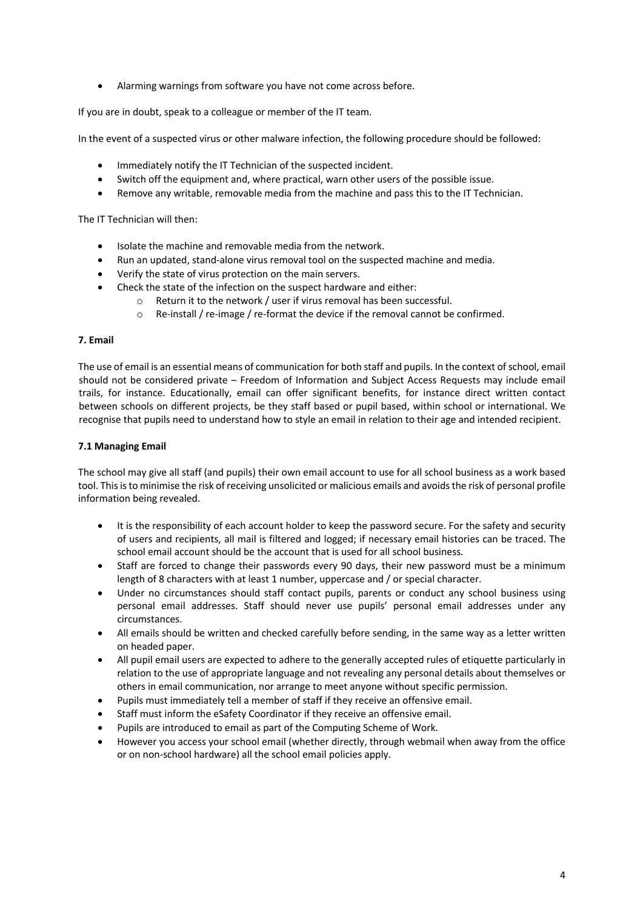- Alarming warnings from software you have not come across before.

If you are in doubt, speak to a colleague or member of the IT team.

In the event of a suspected virus or other malware infection, the following procedure should be followed:

- Immediately notify the IT Technician of the suspected incident.
- Switch off the equipment and, where practical, warn other users of the possible issue.
- Remove any writable, removable media from the machine and pass this to the IT Technician.

The IT Technician will then:

- Isolate the machine and removable media from the network.
- Run an updated, stand-alone virus removal tool on the suspected machine and media.
- Verify the state of virus protection on the main servers.
- Check the state of the infection on the suspect hardware and either:
    - Return it to the network / user if virus removal has been successful.
    - Re-install / re-image / re-format the device if the removal cannot be confirmed.

**7. Email**

The use of email is an essential means of communication for both staff and pupils. In the context of school, email should not be considered private – Freedom of Information and Subject Access Requests may include email trails, for instance. Educationally, email can offer significant benefits, for instance direct written contact between schools on different projects, be they staff based or pupil based, within school or international. We recognise that pupils need to understand how to style an email in relation to their age and intended recipient.

**7.1 Managing Email**

The school may give all staff (and pupils) their own email account to use for all school business as a work based tool. This is to minimise the risk of receiving unsolicited or malicious emails and avoids the risk of personal profile information being revealed.

- It is the responsibility of each account holder to keep the password secure. For the safety and security of users and recipients, all mail is filtered and logged; if necessary email histories can be traced. The school email account should be the account that is used for all school business.
- Staff are forced to change their passwords every 90 days, their new password must be a minimum length of 8 characters with at least 1 number, uppercase and / or special character.
- Under no circumstances should staff contact pupils, parents or conduct any school business using personal email addresses. Staff should never use pupils' personal email addresses under any circumstances.
- All emails should be written and checked carefully before sending, in the same way as a letter written on headed paper.
- All pupil email users are expected to adhere to the generally accepted rules of etiquette particularly in relation to the use of appropriate language and not revealing any personal details about themselves or others in email communication, nor arrange to meet anyone without specific permission.
- Pupils must immediately tell a member of staff if they receive an offensive email.
- Staff must inform the eSafety Coordinator if they receive an offensive email.
- Pupils are introduced to email as part of the Computing Scheme of Work.
- However you access your school email (whether directly, through webmail when away from the office or on non-school hardware) all the school email policies apply.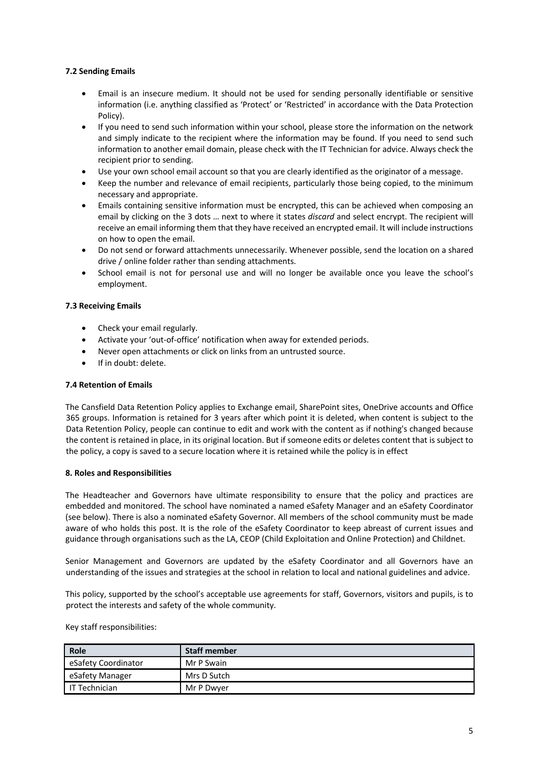**7.2 Sending Emails**

- Email is an insecure medium. It should not be used for sending personally identifiable or sensitive information (i.e. anything classified as 'Protect' or 'Restricted' in accordance with the Data Protection Policy).
- If you need to send such information within your school, please store the information on the network and simply indicate to the recipient where the information may be found. If you need to send such information to another email domain, please check with the IT Technician for advice. Always check the recipient prior to sending.
- Use your own school email account so that you are clearly identified as the originator of a message.
- Keep the number and relevance of email recipients, particularly those being copied, to the minimum necessary and appropriate.
- Emails containing sensitive information must be encrypted, this can be achieved when composing an email by clicking on the 3 dots … next to where it states *discard* and select encrypt. The recipient will receive an email informing them that they have received an encrypted email. It will include instructions on how to open the email.
- Do not send or forward attachments unnecessarily. Whenever possible, send the location on a shared drive / online folder rather than sending attachments.
- School email is not for personal use and will no longer be available once you leave the school's employment.

**7.3 Receiving Emails**

- Check your email regularly.
- Activate your 'out-of-office' notification when away for extended periods.
- Never open attachments or click on links from an untrusted source.
- If in doubt: delete.

**7.4 Retention of Emails**

The Cansfield Data Retention Policy applies to Exchange email, SharePoint sites, OneDrive accounts and Office 365 groups. Information is retained for 3 years after which point it is deleted, when content is subject to the Data Retention Policy, people can continue to edit and work with the content as if nothing's changed because the content is retained in place, in its original location. But if someone edits or deletes content that is subject to the policy, a copy is saved to a secure location where it is retained while the policy is in effect

**8. Roles and Responsibilities**

The Headteacher and Governors have ultimate responsibility to ensure that the policy and practices are embedded and monitored. The school have nominated a named eSafety Manager and an eSafety Coordinator (see below). There is also a nominated eSafety Governor. All members of the school community must be made aware of who holds this post. It is the role of the eSafety Coordinator to keep abreast of current issues and guidance through organisations such as the LA, CEOP (Child Exploitation and Online Protection) and Childnet.

Senior Management and Governors are updated by the eSafety Coordinator and all Governors have an understanding of the issues and strategies at the school in relation to local and national guidelines and advice.

This policy, supported by the school's acceptable use agreements for staff, Governors, visitors and pupils, is to protect the interests and safety of the whole community.

Key staff responsibilities:

| Role | Staff member |
|---|---|
| eSafety Coordinator | Mr P Swain |
| eSafety Manager | Mrs D Sutch |
| IT Technician | Mr P Dwyer |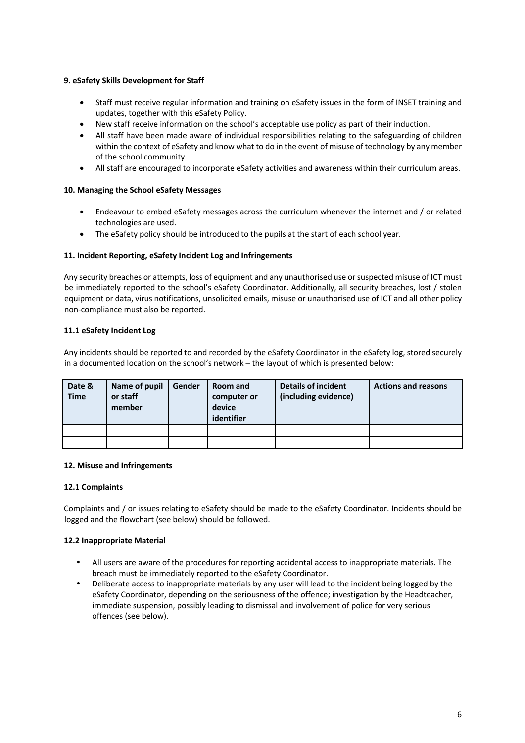**9. eSafety Skills Development for Staff**

- Staff must receive regular information and training on eSafety issues in the form of INSET training and updates, together with this eSafety Policy.
- New staff receive information on the school's acceptable use policy as part of their induction.
- All staff have been made aware of individual responsibilities relating to the safeguarding of children within the context of eSafety and know what to do in the event of misuse of technology by any member of the school community.
- All staff are encouraged to incorporate eSafety activities and awareness within their curriculum areas.

**10. Managing the School eSafety Messages**

- Endeavour to embed eSafety messages across the curriculum whenever the internet and / or related technologies are used.
- The eSafety policy should be introduced to the pupils at the start of each school year.

**11. Incident Reporting, eSafety Incident Log and Infringements**

Any security breaches or attempts, loss of equipment and any unauthorised use or suspected misuse of ICT must be immediately reported to the school's eSafety Coordinator. Additionally, all security breaches, lost / stolen equipment or data, virus notifications, unsolicited emails, misuse or unauthorised use of ICT and all other policy non-compliance must also be reported.

**11.1 eSafety Incident Log**

Any incidents should be reported to and recorded by the eSafety Coordinator in the eSafety log, stored securely in a documented location on the school's network – the layout of which is presented below:

| Date & Time | Name of pupil or staff member | Gender | Room and computer or device identifier | Details of incident (including evidence) | Actions and reasons |
|---|---|---|---|---|---|
| | | | | | |
| | | | | | |

**12. Misuse and Infringements**

**12.1 Complaints**

Complaints and / or issues relating to eSafety should be made to the eSafety Coordinator. Incidents should be logged and the flowchart (see below) should be followed.

**12.2 Inappropriate Material**

- All users are aware of the procedures for reporting accidental access to inappropriate materials. The breach must be immediately reported to the eSafety Coordinator.
- Deliberate access to inappropriate materials by any user will lead to the incident being logged by the eSafety Coordinator, depending on the seriousness of the offence; investigation by the Headteacher, immediate suspension, possibly leading to dismissal and involvement of police for very serious offences (see below).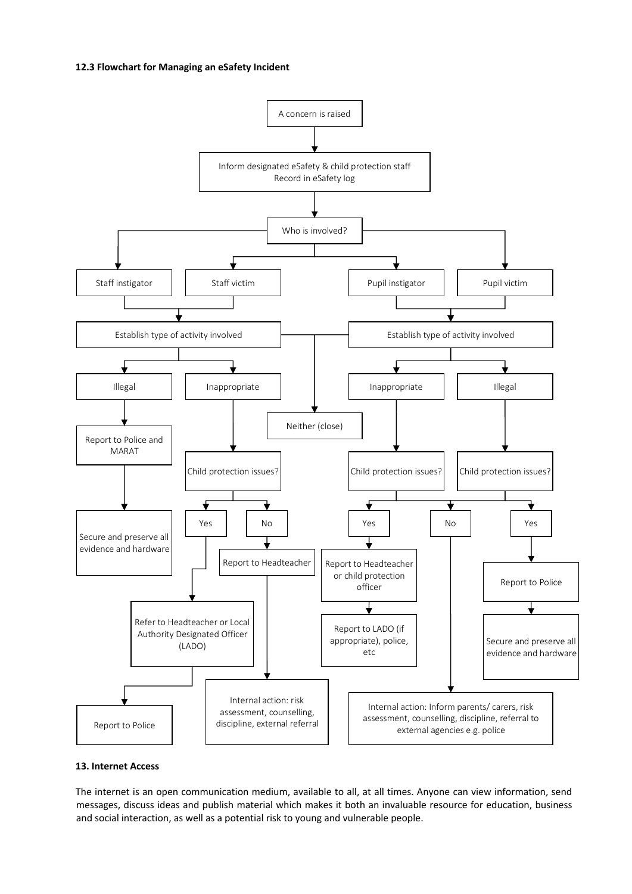**12.3 Flowchart for Managing an eSafety Incident**

- A concern is raised
  - Inform designated eSafety & child protection staff
    Record in eSafety log
    - Who is involved?
      - Staff instigator / Staff victim
        - Establish type of activity involved
          - Illegal
            - Report to Police and MARAT
              - Secure and preserve all evidence and hardware
          - Inappropriate
            - Child protection issues?
              - Yes
                - Refer to Headteacher or Local Authority Designated Officer (LADO)
                  - Report to Police
              - No
                - Report to Headteacher
                  - Internal action: risk assessment, counselling, discipline, external referral
          - Neither (close)
      - Pupil instigator / Pupil victim
        - Establish type of activity involved
          - Neither (close)
          - Inappropriate
            - Child protection issues?
              - Yes
                - Report to Headteacher or child protection officer
                  - Report to LADO (if appropriate), police, etc
              - No
                - Internal action: Inform parents/ carers, risk assessment, counselling, discipline, referral to external agencies e.g. police
          - Illegal
            - Child protection issues?
              - No
                - Internal action: Inform parents/ carers, risk assessment, counselling, discipline, referral to external agencies e.g. police
              - Yes
                - Report to Police
                  - Secure and preserve all evidence and hardware

**13. Internet Access**

The internet is an open communication medium, available to all, at all times. Anyone can view information, send messages, discuss ideas and publish material which makes it both an invaluable resource for education, business and social interaction, as well as a potential risk to young and vulnerable people.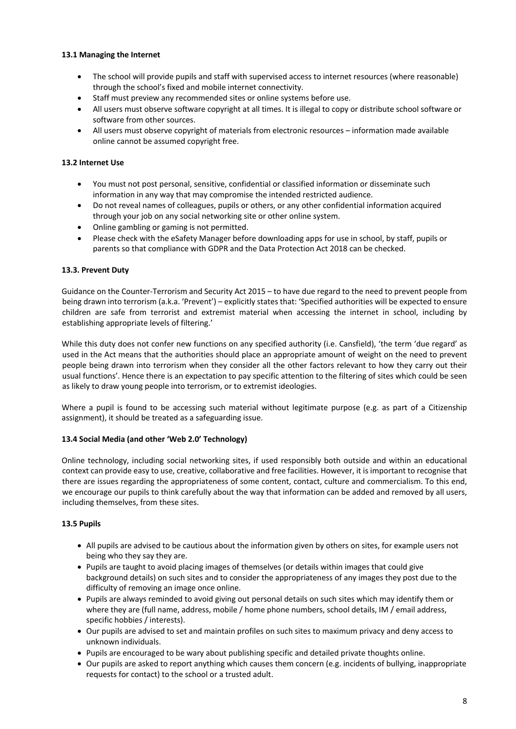**13.1 Managing the Internet**

- The school will provide pupils and staff with supervised access to internet resources (where reasonable) through the school's fixed and mobile internet connectivity.
- Staff must preview any recommended sites or online systems before use.
- All users must observe software copyright at all times. It is illegal to copy or distribute school software or software from other sources.
- All users must observe copyright of materials from electronic resources – information made available online cannot be assumed copyright free.

**13.2 Internet Use**

- You must not post personal, sensitive, confidential or classified information or disseminate such information in any way that may compromise the intended restricted audience.
- Do not reveal names of colleagues, pupils or others, or any other confidential information acquired through your job on any social networking site or other online system.
- Online gambling or gaming is not permitted.
- Please check with the eSafety Manager before downloading apps for use in school, by staff, pupils or parents so that compliance with GDPR and the Data Protection Act 2018 can be checked.

**13.3. Prevent Duty**

Guidance on the Counter-Terrorism and Security Act 2015 – to have due regard to the need to prevent people from being drawn into terrorism (a.k.a. 'Prevent') – explicitly states that: 'Specified authorities will be expected to ensure children are safe from terrorist and extremist material when accessing the internet in school, including by establishing appropriate levels of filtering.'

While this duty does not confer new functions on any specified authority (i.e. Cansfield), 'the term 'due regard' as used in the Act means that the authorities should place an appropriate amount of weight on the need to prevent people being drawn into terrorism when they consider all the other factors relevant to how they carry out their usual functions'. Hence there is an expectation to pay specific attention to the filtering of sites which could be seen as likely to draw young people into terrorism, or to extremist ideologies.

Where a pupil is found to be accessing such material without legitimate purpose (e.g. as part of a Citizenship assignment), it should be treated as a safeguarding issue.

**13.4 Social Media (and other 'Web 2.0' Technology)**

Online technology, including social networking sites, if used responsibly both outside and within an educational context can provide easy to use, creative, collaborative and free facilities. However, it is important to recognise that there are issues regarding the appropriateness of some content, contact, culture and commercialism. To this end, we encourage our pupils to think carefully about the way that information can be added and removed by all users, including themselves, from these sites.

**13.5 Pupils**

- All pupils are advised to be cautious about the information given by others on sites, for example users not being who they say they are.
- Pupils are taught to avoid placing images of themselves (or details within images that could give background details) on such sites and to consider the appropriateness of any images they post due to the difficulty of removing an image once online.
- Pupils are always reminded to avoid giving out personal details on such sites which may identify them or where they are (full name, address, mobile / home phone numbers, school details, IM / email address, specific hobbies / interests).
- Our pupils are advised to set and maintain profiles on such sites to maximum privacy and deny access to unknown individuals.
- Pupils are encouraged to be wary about publishing specific and detailed private thoughts online.
- Our pupils are asked to report anything which causes them concern (e.g. incidents of bullying, inappropriate requests for contact) to the school or a trusted adult.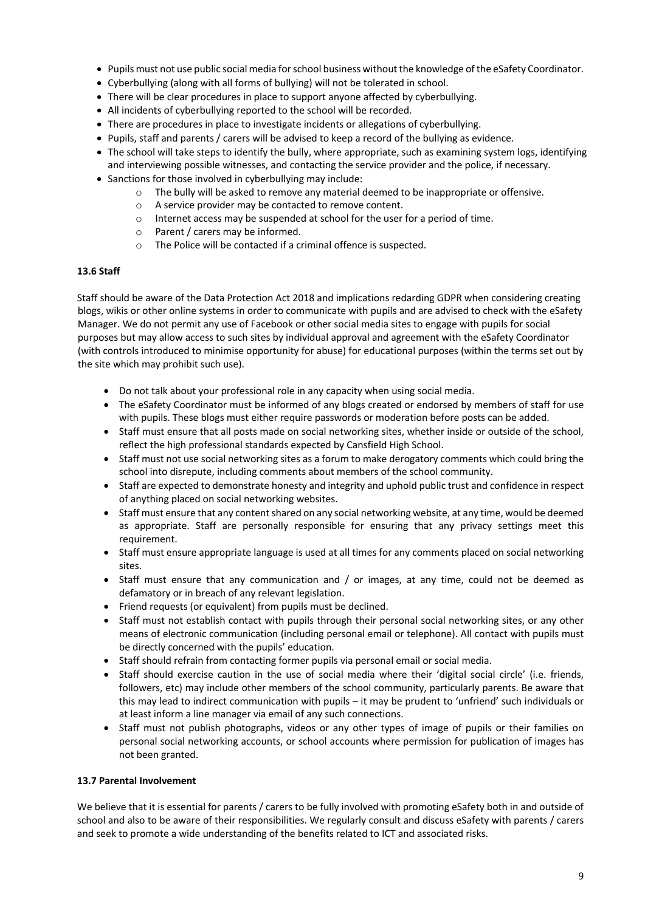- Pupils must not use public social media for school business without the knowledge of the eSafety Coordinator.
- Cyberbullying (along with all forms of bullying) will not be tolerated in school.
- There will be clear procedures in place to support anyone affected by cyberbullying.
- All incidents of cyberbullying reported to the school will be recorded.
- There are procedures in place to investigate incidents or allegations of cyberbullying.
- Pupils, staff and parents / carers will be advised to keep a record of the bullying as evidence.
- The school will take steps to identify the bully, where appropriate, such as examining system logs, identifying and interviewing possible witnesses, and contacting the service provider and the police, if necessary.
- Sanctions for those involved in cyberbullying may include:
  - The bully will be asked to remove any material deemed to be inappropriate or offensive.
  - A service provider may be contacted to remove content.
  - Internet access may be suspended at school for the user for a period of time.
  - Parent / carers may be informed.
  - The Police will be contacted if a criminal offence is suspected.

**13.6 Staff**

Staff should be aware of the Data Protection Act 2018 and implications redarding GDPR when considering creating blogs, wikis or other online systems in order to communicate with pupils and are advised to check with the eSafety Manager. We do not permit any use of Facebook or other social media sites to engage with pupils for social purposes but may allow access to such sites by individual approval and agreement with the eSafety Coordinator (with controls introduced to minimise opportunity for abuse) for educational purposes (within the terms set out by the site which may prohibit such use).

- Do not talk about your professional role in any capacity when using social media.
- The eSafety Coordinator must be informed of any blogs created or endorsed by members of staff for use with pupils. These blogs must either require passwords or moderation before posts can be added.
- Staff must ensure that all posts made on social networking sites, whether inside or outside of the school, reflect the high professional standards expected by Cansfield High School.
- Staff must not use social networking sites as a forum to make derogatory comments which could bring the school into disrepute, including comments about members of the school community.
- Staff are expected to demonstrate honesty and integrity and uphold public trust and confidence in respect of anything placed on social networking websites.
- Staff must ensure that any content shared on any social networking website, at any time, would be deemed as appropriate. Staff are personally responsible for ensuring that any privacy settings meet this requirement.
- Staff must ensure appropriate language is used at all times for any comments placed on social networking sites.
- Staff must ensure that any communication and / or images, at any time, could not be deemed as defamatory or in breach of any relevant legislation.
- Friend requests (or equivalent) from pupils must be declined.
- Staff must not establish contact with pupils through their personal social networking sites, or any other means of electronic communication (including personal email or telephone). All contact with pupils must be directly concerned with the pupils' education.
- Staff should refrain from contacting former pupils via personal email or social media.
- Staff should exercise caution in the use of social media where their 'digital social circle' (i.e. friends, followers, etc) may include other members of the school community, particularly parents. Be aware that this may lead to indirect communication with pupils – it may be prudent to 'unfriend' such individuals or at least inform a line manager via email of any such connections.
- Staff must not publish photographs, videos or any other types of image of pupils or their families on personal social networking accounts, or school accounts where permission for publication of images has not been granted.

**13.7 Parental Involvement**

We believe that it is essential for parents / carers to be fully involved with promoting eSafety both in and outside of school and also to be aware of their responsibilities. We regularly consult and discuss eSafety with parents / carers and seek to promote a wide understanding of the benefits related to ICT and associated risks.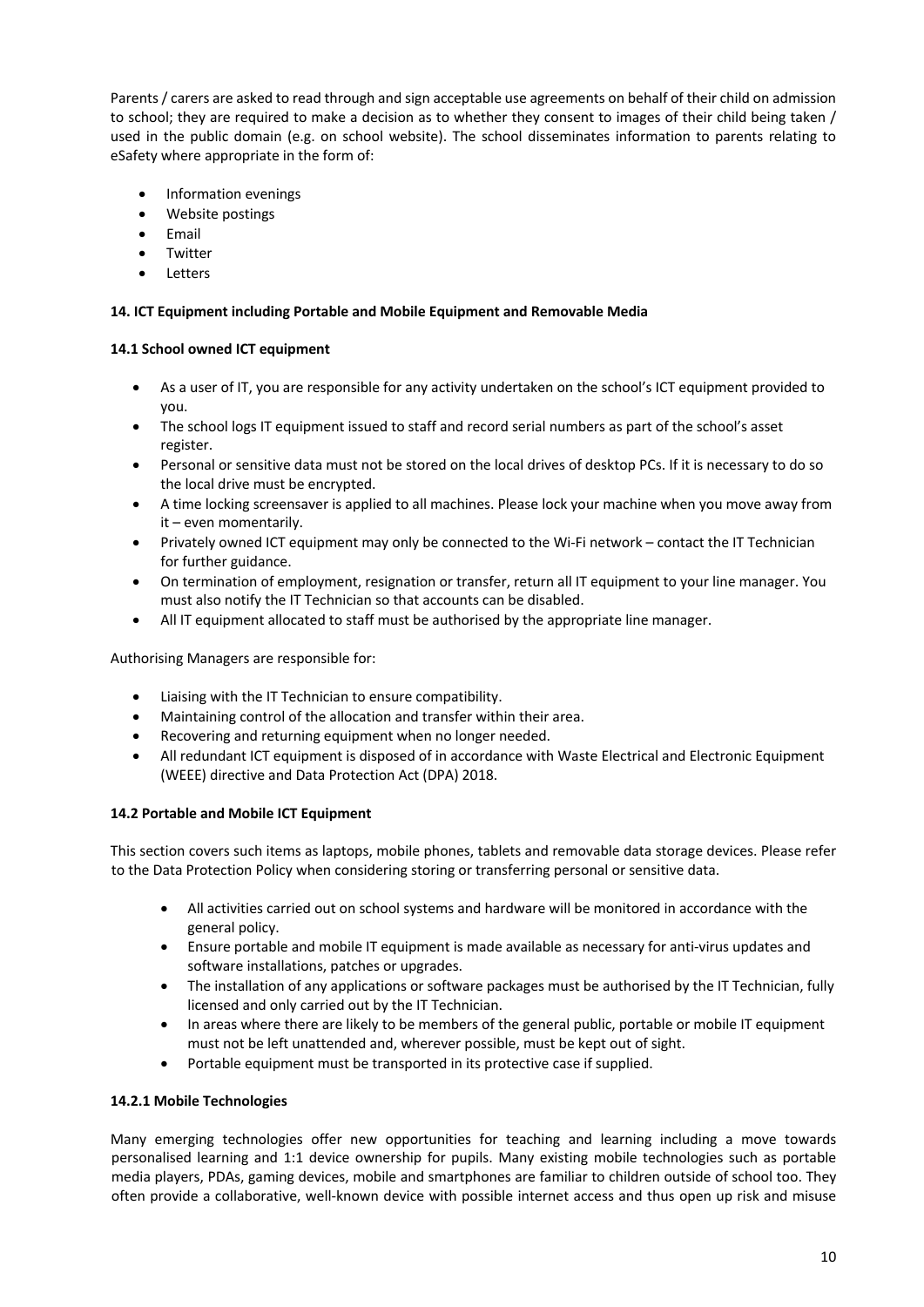Parents / carers are asked to read through and sign acceptable use agreements on behalf of their child on admission to school; they are required to make a decision as to whether they consent to images of their child being taken / used in the public domain (e.g. on school website). The school disseminates information to parents relating to eSafety where appropriate in the form of:

- Information evenings
- Website postings
- Email
- Twitter
- Letters

**14. ICT Equipment including Portable and Mobile Equipment and Removable Media**

**14.1 School owned ICT equipment**

- As a user of IT, you are responsible for any activity undertaken on the school's ICT equipment provided to you.
- The school logs IT equipment issued to staff and record serial numbers as part of the school's asset register.
- Personal or sensitive data must not be stored on the local drives of desktop PCs. If it is necessary to do so the local drive must be encrypted.
- A time locking screensaver is applied to all machines. Please lock your machine when you move away from it – even momentarily.
- Privately owned ICT equipment may only be connected to the Wi-Fi network – contact the IT Technician for further guidance.
- On termination of employment, resignation or transfer, return all IT equipment to your line manager. You must also notify the IT Technician so that accounts can be disabled.
- All IT equipment allocated to staff must be authorised by the appropriate line manager.

Authorising Managers are responsible for:

- Liaising with the IT Technician to ensure compatibility.
- Maintaining control of the allocation and transfer within their area.
- Recovering and returning equipment when no longer needed.
- All redundant ICT equipment is disposed of in accordance with Waste Electrical and Electronic Equipment (WEEE) directive and Data Protection Act (DPA) 2018.

**14.2 Portable and Mobile ICT Equipment**

This section covers such items as laptops, mobile phones, tablets and removable data storage devices. Please refer to the Data Protection Policy when considering storing or transferring personal or sensitive data.

- All activities carried out on school systems and hardware will be monitored in accordance with the general policy.
- Ensure portable and mobile IT equipment is made available as necessary for anti-virus updates and software installations, patches or upgrades.
- The installation of any applications or software packages must be authorised by the IT Technician, fully licensed and only carried out by the IT Technician.
- In areas where there are likely to be members of the general public, portable or mobile IT equipment must not be left unattended and, wherever possible, must be kept out of sight.
- Portable equipment must be transported in its protective case if supplied.

**14.2.1 Mobile Technologies**

Many emerging technologies offer new opportunities for teaching and learning including a move towards personalised learning and 1:1 device ownership for pupils. Many existing mobile technologies such as portable media players, PDAs, gaming devices, mobile and smartphones are familiar to children outside of school too. They often provide a collaborative, well-known device with possible internet access and thus open up risk and misuse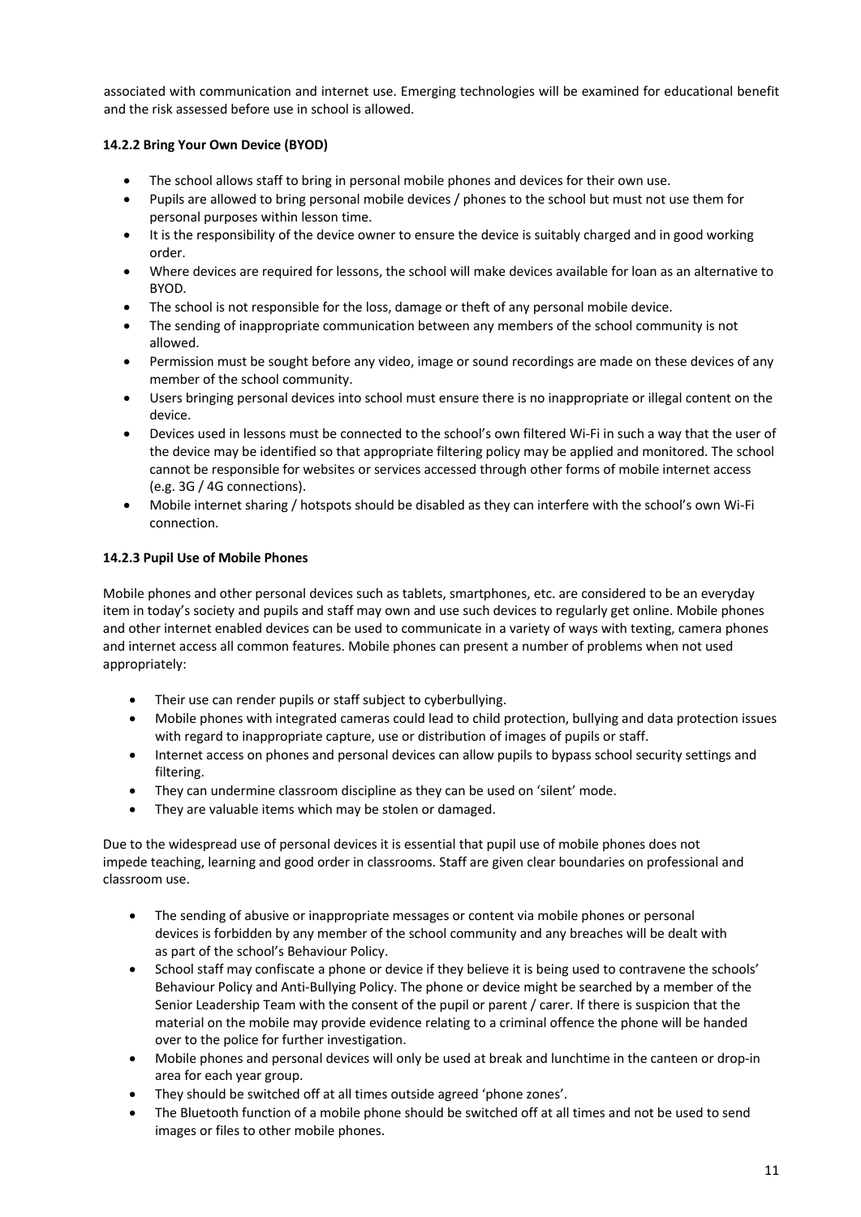associated with communication and internet use. Emerging technologies will be examined for educational benefit and the risk assessed before use in school is allowed.

#### 14.2.2 Bring Your Own Device (BYOD)

- The school allows staff to bring in personal mobile phones and devices for their own use.
- Pupils are allowed to bring personal mobile devices / phones to the school but must not use them for personal purposes within lesson time.
- It is the responsibility of the device owner to ensure the device is suitably charged and in good working order.
- Where devices are required for lessons, the school will make devices available for loan as an alternative to BYOD.
- The school is not responsible for the loss, damage or theft of any personal mobile device.
- The sending of inappropriate communication between any members of the school community is not allowed.
- Permission must be sought before any video, image or sound recordings are made on these devices of any member of the school community.
- Users bringing personal devices into school must ensure there is no inappropriate or illegal content on the device.
- Devices used in lessons must be connected to the school's own filtered Wi-Fi in such a way that the user of the device may be identified so that appropriate filtering policy may be applied and monitored. The school cannot be responsible for websites or services accessed through other forms of mobile internet access (e.g. 3G / 4G connections).
- Mobile internet sharing / hotspots should be disabled as they can interfere with the school's own Wi-Fi connection.

#### 14.2.3 Pupil Use of Mobile Phones

Mobile phones and other personal devices such as tablets, smartphones, etc. are considered to be an everyday item in today's society and pupils and staff may own and use such devices to regularly get online. Mobile phones and other internet enabled devices can be used to communicate in a variety of ways with texting, camera phones and internet access all common features. Mobile phones can present a number of problems when not used appropriately:

- Their use can render pupils or staff subject to cyberbullying.
- Mobile phones with integrated cameras could lead to child protection, bullying and data protection issues with regard to inappropriate capture, use or distribution of images of pupils or staff.
- Internet access on phones and personal devices can allow pupils to bypass school security settings and filtering.
- They can undermine classroom discipline as they can be used on 'silent' mode.
- They are valuable items which may be stolen or damaged.

Due to the widespread use of personal devices it is essential that pupil use of mobile phones does not impede teaching, learning and good order in classrooms. Staff are given clear boundaries on professional and classroom use.

- The sending of abusive or inappropriate messages or content via mobile phones or personal devices is forbidden by any member of the school community and any breaches will be dealt with as part of the school's Behaviour Policy.
- School staff may confiscate a phone or device if they believe it is being used to contravene the schools' Behaviour Policy and Anti-Bullying Policy. The phone or device might be searched by a member of the Senior Leadership Team with the consent of the pupil or parent / carer. If there is suspicion that the material on the mobile may provide evidence relating to a criminal offence the phone will be handed over to the police for further investigation.
- Mobile phones and personal devices will only be used at break and lunchtime in the canteen or drop-in area for each year group.
- They should be switched off at all times outside agreed 'phone zones'.
- The Bluetooth function of a mobile phone should be switched off at all times and not be used to send images or files to other mobile phones.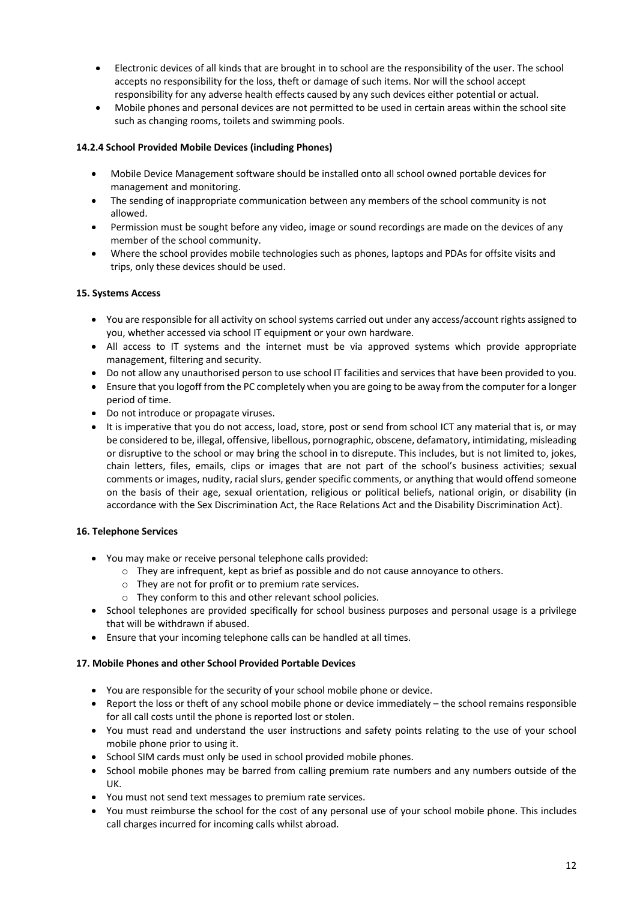- Electronic devices of all kinds that are brought in to school are the responsibility of the user. The school accepts no responsibility for the loss, theft or damage of such items. Nor will the school accept responsibility for any adverse health effects caused by any such devices either potential or actual.
- Mobile phones and personal devices are not permitted to be used in certain areas within the school site such as changing rooms, toilets and swimming pools.

#### 14.2.4 School Provided Mobile Devices (including Phones)

- Mobile Device Management software should be installed onto all school owned portable devices for management and monitoring.
- The sending of inappropriate communication between any members of the school community is not allowed.
- Permission must be sought before any video, image or sound recordings are made on the devices of any member of the school community.
- Where the school provides mobile technologies such as phones, laptops and PDAs for offsite visits and trips, only these devices should be used.

## 15. Systems Access

- You are responsible for all activity on school systems carried out under any access/account rights assigned to you, whether accessed via school IT equipment or your own hardware.
- All access to IT systems and the internet must be via approved systems which provide appropriate management, filtering and security.
- Do not allow any unauthorised person to use school IT facilities and services that have been provided to you.
- Ensure that you logoff from the PC completely when you are going to be away from the computer for a longer period of time.
- Do not introduce or propagate viruses.
- It is imperative that you do not access, load, store, post or send from school ICT any material that is, or may be considered to be, illegal, offensive, libellous, pornographic, obscene, defamatory, intimidating, misleading or disruptive to the school or may bring the school in to disrepute. This includes, but is not limited to, jokes, chain letters, files, emails, clips or images that are not part of the school's business activities; sexual comments or images, nudity, racial slurs, gender specific comments, or anything that would offend someone on the basis of their age, sexual orientation, religious or political beliefs, national origin, or disability (in accordance with the Sex Discrimination Act, the Race Relations Act and the Disability Discrimination Act).

## 16. Telephone Services

- You may make or receive personal telephone calls provided:
  - They are infrequent, kept as brief as possible and do not cause annoyance to others.
  - They are not for profit or to premium rate services.
  - They conform to this and other relevant school policies.
- School telephones are provided specifically for school business purposes and personal usage is a privilege that will be withdrawn if abused.
- Ensure that your incoming telephone calls can be handled at all times.

## 17. Mobile Phones and other School Provided Portable Devices

- You are responsible for the security of your school mobile phone or device.
- Report the loss or theft of any school mobile phone or device immediately – the school remains responsible for all call costs until the phone is reported lost or stolen.
- You must read and understand the user instructions and safety points relating to the use of your school mobile phone prior to using it.
- School SIM cards must only be used in school provided mobile phones.
- School mobile phones may be barred from calling premium rate numbers and any numbers outside of the UK.
- You must not send text messages to premium rate services.
- You must reimburse the school for the cost of any personal use of your school mobile phone. This includes call charges incurred for incoming calls whilst abroad.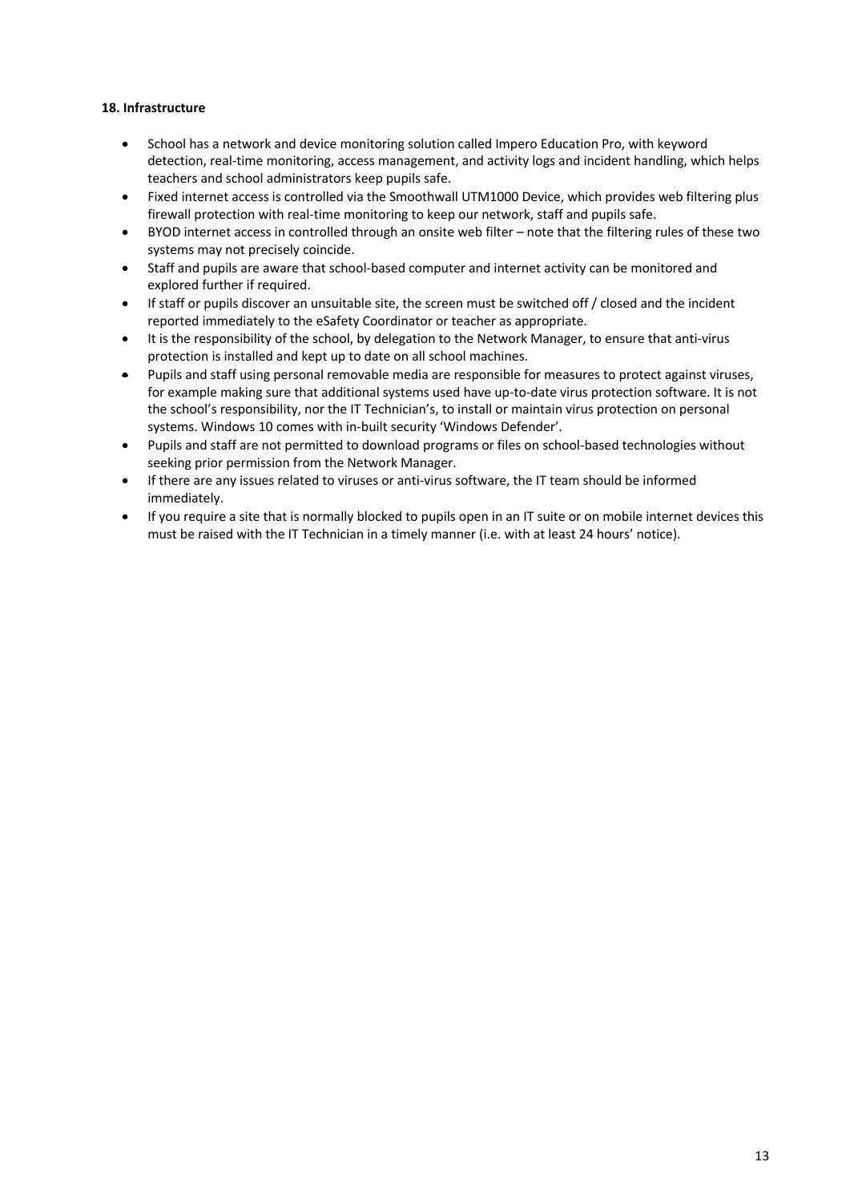**18. Infrastructure**

- School has a network and device monitoring solution called Impero Education Pro, with keyword detection, real-time monitoring, access management, and activity logs and incident handling, which helps teachers and school administrators keep pupils safe.
- Fixed internet access is controlled via the Smoothwall UTM1000 Device, which provides web filtering plus firewall protection with real-time monitoring to keep our network, staff and pupils safe.
- BYOD internet access in controlled through an onsite web filter – note that the filtering rules of these two systems may not precisely coincide.
- Staff and pupils are aware that school-based computer and internet activity can be monitored and explored further if required.
- If staff or pupils discover an unsuitable site, the screen must be switched off / closed and the incident reported immediately to the eSafety Coordinator or teacher as appropriate.
- It is the responsibility of the school, by delegation to the Network Manager, to ensure that anti-virus protection is installed and kept up to date on all school machines.
- Pupils and staff using personal removable media are responsible for measures to protect against viruses, for example making sure that additional systems used have up-to-date virus protection software. It is not the school's responsibility, nor the IT Technician's, to install or maintain virus protection on personal systems. Windows 10 comes with in-built security 'Windows Defender'.
- Pupils and staff are not permitted to download programs or files on school-based technologies without seeking prior permission from the Network Manager.
- If there are any issues related to viruses or anti-virus software, the IT team should be informed immediately.
- If you require a site that is normally blocked to pupils open in an IT suite or on mobile internet devices this must be raised with the IT Technician in a timely manner (i.e. with at least 24 hours' notice).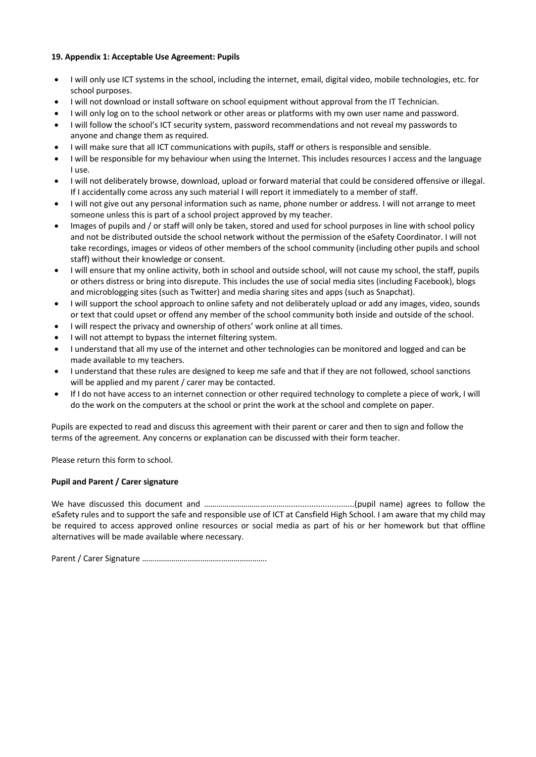**19. Appendix 1: Acceptable Use Agreement: Pupils**

- I will only use ICT systems in the school, including the internet, email, digital video, mobile technologies, etc. for school purposes.
- I will not download or install software on school equipment without approval from the IT Technician.
- I will only log on to the school network or other areas or platforms with my own user name and password.
- I will follow the school's ICT security system, password recommendations and not reveal my passwords to anyone and change them as required.
- I will make sure that all ICT communications with pupils, staff or others is responsible and sensible.
- I will be responsible for my behaviour when using the Internet. This includes resources I access and the language I use.
- I will not deliberately browse, download, upload or forward material that could be considered offensive or illegal. If I accidentally come across any such material I will report it immediately to a member of staff.
- I will not give out any personal information such as name, phone number or address. I will not arrange to meet someone unless this is part of a school project approved by my teacher.
- Images of pupils and / or staff will only be taken, stored and used for school purposes in line with school policy and not be distributed outside the school network without the permission of the eSafety Coordinator. I will not take recordings, images or videos of other members of the school community (including other pupils and school staff) without their knowledge or consent.
- I will ensure that my online activity, both in school and outside school, will not cause my school, the staff, pupils or others distress or bring into disrepute. This includes the use of social media sites (including Facebook), blogs and microblogging sites (such as Twitter) and media sharing sites and apps (such as Snapchat).
- I will support the school approach to online safety and not deliberately upload or add any images, video, sounds or text that could upset or offend any member of the school community both inside and outside of the school.
- I will respect the privacy and ownership of others' work online at all times.
- I will not attempt to bypass the internet filtering system.
- I understand that all my use of the internet and other technologies can be monitored and logged and can be made available to my teachers.
- I understand that these rules are designed to keep me safe and that if they are not followed, school sanctions will be applied and my parent / carer may be contacted.
- If I do not have access to an internet connection or other required technology to complete a piece of work, I will do the work on the computers at the school or print the work at the school and complete on paper.

Pupils are expected to read and discuss this agreement with their parent or carer and then to sign and follow the terms of the agreement. Any concerns or explanation can be discussed with their form teacher.

Please return this form to school.

**Pupil and Parent / Carer signature**

We have discussed this document and ……………………………………..........................(pupil name) agrees to follow the eSafety rules and to support the safe and responsible use of ICT at Cansfield High School. I am aware that my child may be required to access approved online resources or social media as part of his or her homework but that offline alternatives will be made available where necessary.

Parent / Carer Signature …………………………………………………….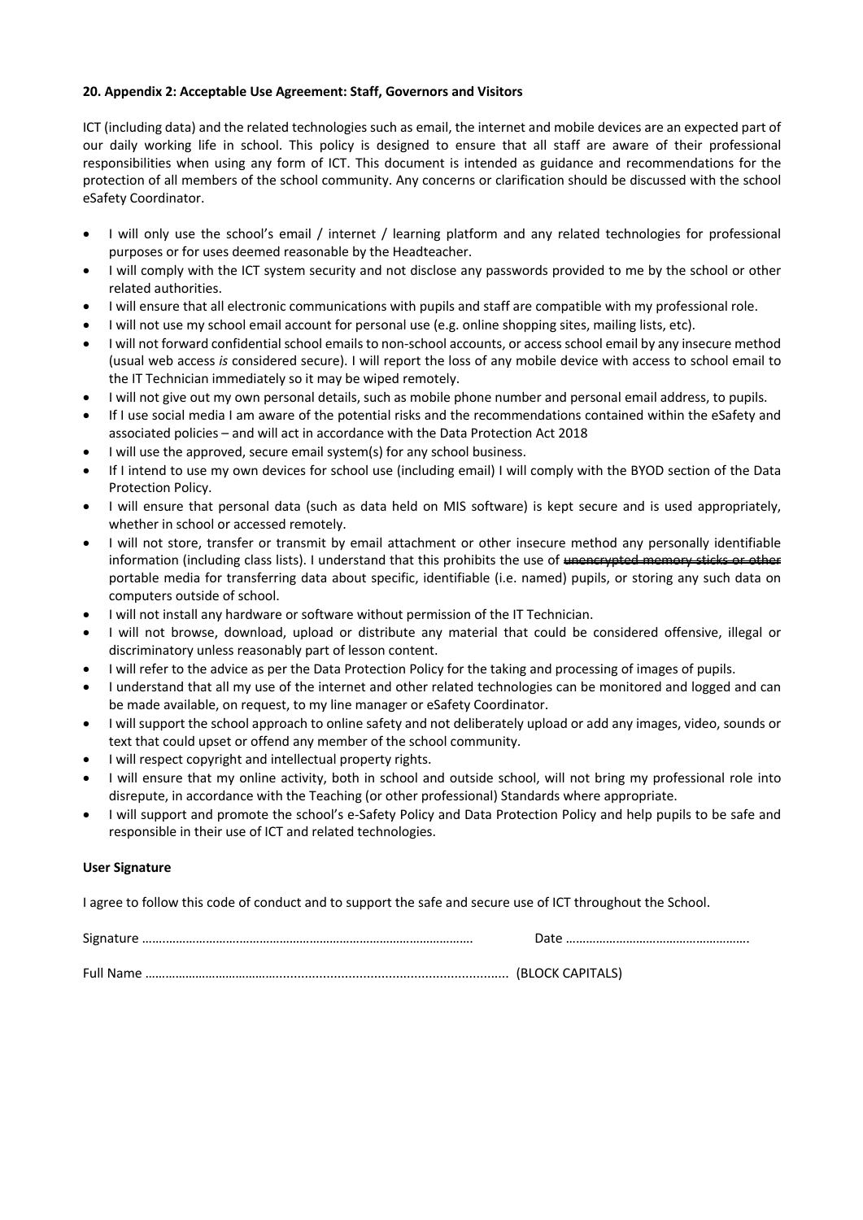**20. Appendix 2: Acceptable Use Agreement: Staff, Governors and Visitors**

ICT (including data) and the related technologies such as email, the internet and mobile devices are an expected part of our daily working life in school. This policy is designed to ensure that all staff are aware of their professional responsibilities when using any form of ICT. This document is intended as guidance and recommendations for the protection of all members of the school community. Any concerns or clarification should be discussed with the school eSafety Coordinator.

- I will only use the school's email / internet / learning platform and any related technologies for professional purposes or for uses deemed reasonable by the Headteacher.
- I will comply with the ICT system security and not disclose any passwords provided to me by the school or other related authorities.
- I will ensure that all electronic communications with pupils and staff are compatible with my professional role.
- I will not use my school email account for personal use (e.g. online shopping sites, mailing lists, etc).
- I will not forward confidential school emails to non-school accounts, or access school email by any insecure method (usual web access *is* considered secure). I will report the loss of any mobile device with access to school email to the IT Technician immediately so it may be wiped remotely.
- I will not give out my own personal details, such as mobile phone number and personal email address, to pupils.
- If I use social media I am aware of the potential risks and the recommendations contained within the eSafety and associated policies – and will act in accordance with the Data Protection Act 2018
- I will use the approved, secure email system(s) for any school business.
- If I intend to use my own devices for school use (including email) I will comply with the BYOD section of the Data Protection Policy.
- I will ensure that personal data (such as data held on MIS software) is kept secure and is used appropriately, whether in school or accessed remotely.
- I will not store, transfer or transmit by email attachment or other insecure method any personally identifiable information (including class lists). I understand that this prohibits the use of ~~unencrypted memory sticks or other~~ portable media for transferring data about specific, identifiable (i.e. named) pupils, or storing any such data on computers outside of school.
- I will not install any hardware or software without permission of the IT Technician.
- I will not browse, download, upload or distribute any material that could be considered offensive, illegal or discriminatory unless reasonably part of lesson content.
- I will refer to the advice as per the Data Protection Policy for the taking and processing of images of pupils.
- I understand that all my use of the internet and other related technologies can be monitored and logged and can be made available, on request, to my line manager or eSafety Coordinator.
- I will support the school approach to online safety and not deliberately upload or add any images, video, sounds or text that could upset or offend any member of the school community.
- I will respect copyright and intellectual property rights.
- I will ensure that my online activity, both in school and outside school, will not bring my professional role into disrepute, in accordance with the Teaching (or other professional) Standards where appropriate.
- I will support and promote the school's e-Safety Policy and Data Protection Policy and help pupils to be safe and responsible in their use of ICT and related technologies.

**User Signature**

I agree to follow this code of conduct and to support the safe and secure use of ICT throughout the School.

Signature …………………………………………………………………………………… Date ……………………………………………….

Full Name ………………………………………………………………………………………… (BLOCK CAPITALS)